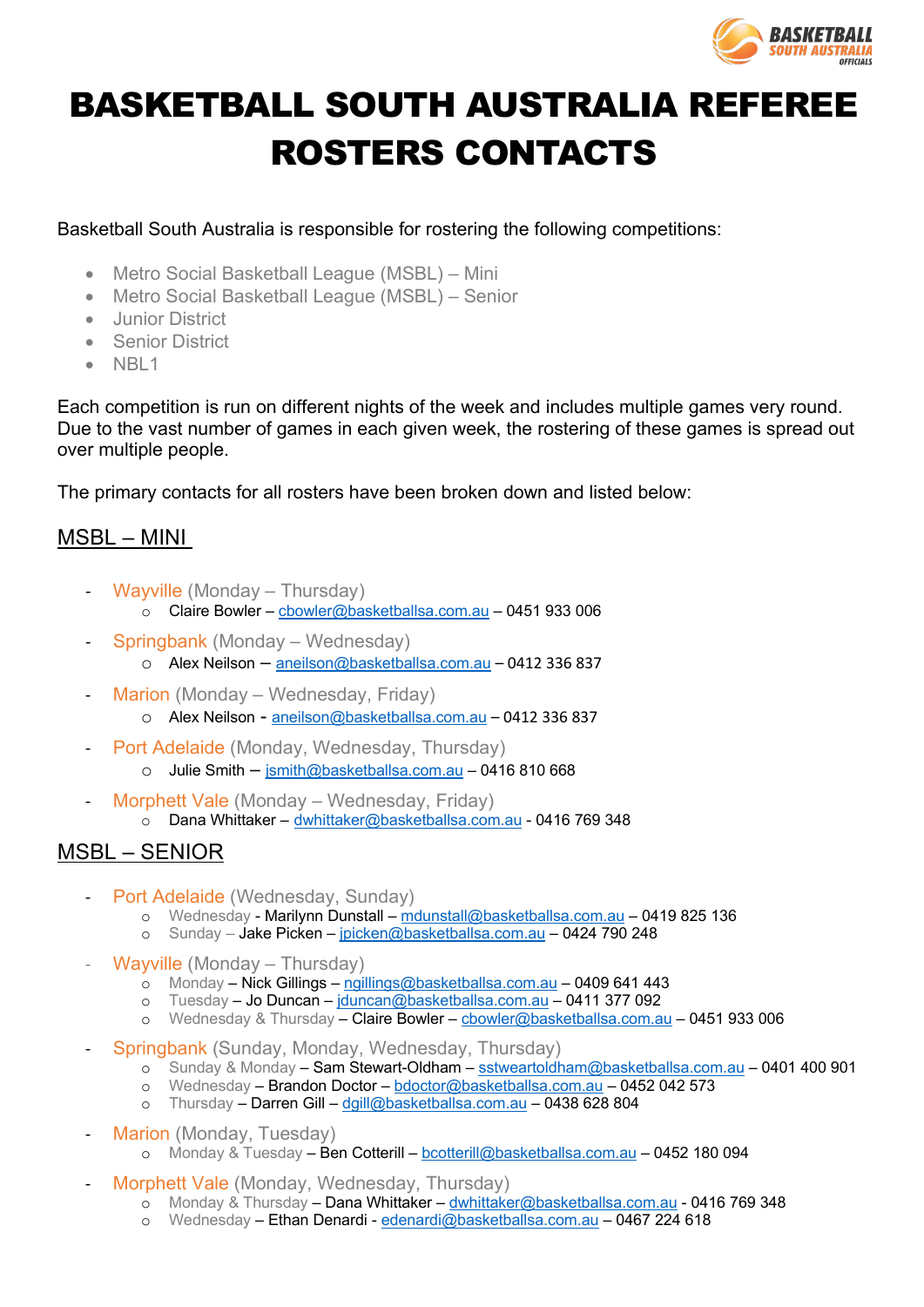# BASKETBALL SOUTH AUSTRALIA REFEREE ROSTERS CONTACTS

Basketball South Australia is responsible for rostering the following competitions:

- Metro Social Basketball League (MSBL) – Mini
- Metro Social Basketball League (MSBL) – Senior
- Junior District
- Senior District
- NBL1

Each competition is run on different nights of the week and includes multiple games very round. Due to the vast number of games in each given week, the rostering of these games is spread out over multiple people.

The primary contacts for all rosters have been broken down and listed below:

## MSBL – MINI

- Wayville (Monday – Thursday)
  - Claire Bowler – cbowler@basketballsa.com.au – 0451 933 006
- Springbank (Monday – Wednesday)
  - Alex Neilson – aneilson@basketballsa.com.au – 0412 336 837
- Marion (Monday – Wednesday, Friday)
  - Alex Neilson - aneilson@basketballsa.com.au – 0412 336 837
- Port Adelaide (Monday, Wednesday, Thursday)
  - Julie Smith – jsmith@basketballsa.com.au – 0416 810 668
- Morphett Vale (Monday – Wednesday, Friday)
  - Dana Whittaker – dwhittaker@basketballsa.com.au - 0416 769 348

## MSBL – SENIOR

- Port Adelaide (Wednesday, Sunday)
  - Wednesday - Marilynn Dunstall – mdunstall@basketballsa.com.au – 0419 825 136
  - Sunday – Jake Picken – jpicken@basketballsa.com.au – 0424 790 248
- Wayville (Monday – Thursday)
  - Monday – Nick Gillings – ngillings@basketballsa.com.au – 0409 641 443
  - Tuesday – Jo Duncan – jduncan@basketballsa.com.au – 0411 377 092
  - Wednesday & Thursday – Claire Bowler – cbowler@basketballsa.com.au – 0451 933 006
- Springbank (Sunday, Monday, Wednesday, Thursday)
  - Sunday & Monday – Sam Stewart-Oldham – sstweartoldham@basketballsa.com.au – 0401 400 901
  - Wednesday – Brandon Doctor – bdoctor@basketballsa.com.au – 0452 042 573
  - Thursday – Darren Gill – dgill@basketballsa.com.au – 0438 628 804
- Marion (Monday, Tuesday)
  - Monday & Tuesday – Ben Cotterill – bcotterill@basketballsa.com.au – 0452 180 094
- Morphett Vale (Monday, Wednesday, Thursday)
  - Monday & Thursday – Dana Whittaker – dwhittaker@basketballsa.com.au - 0416 769 348
  - Wednesday – Ethan Denardi - edenardi@basketballsa.com.au – 0467 224 618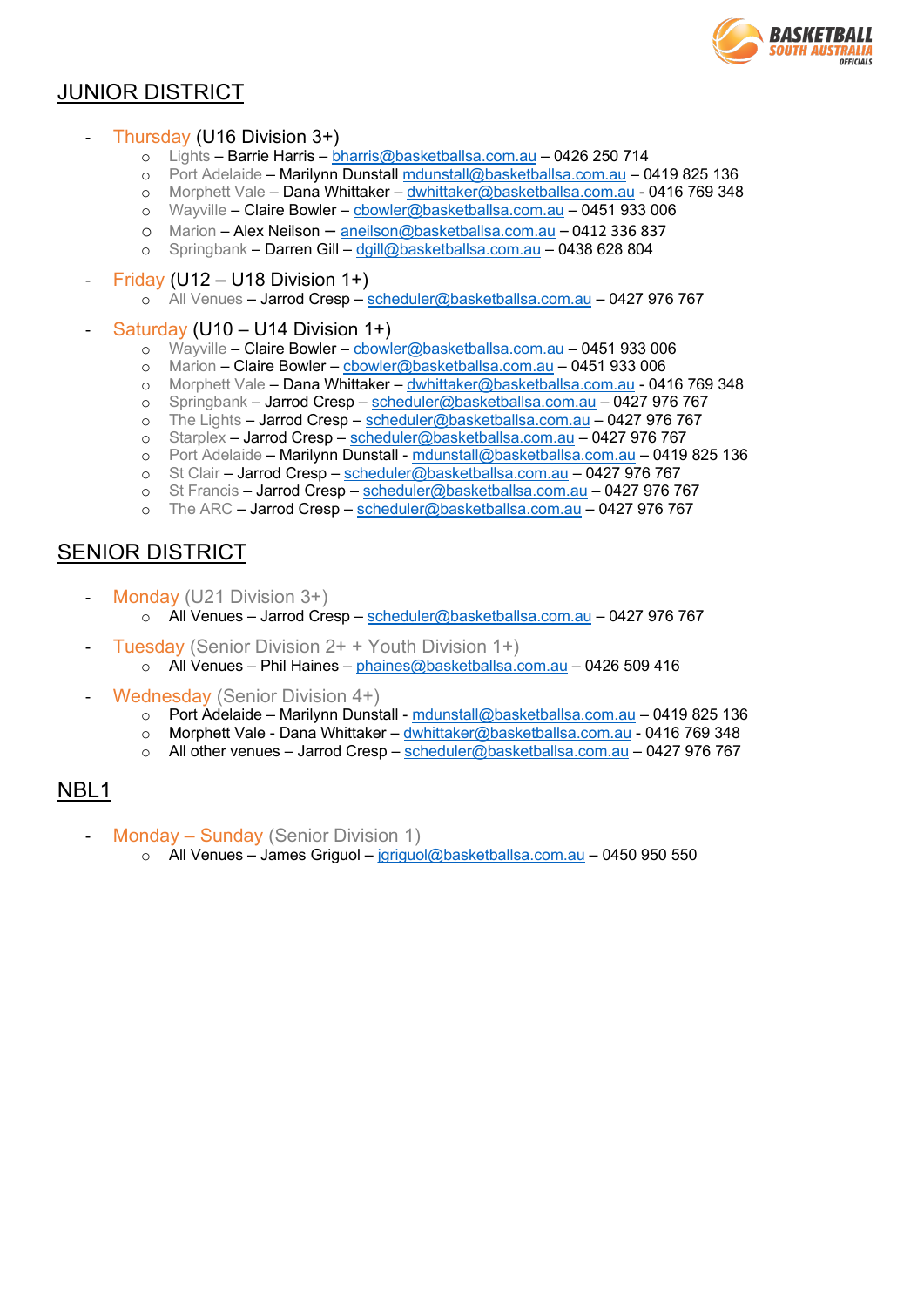## JUNIOR DISTRICT

- Thursday (U16 Division 3+)
  - Lights – Barrie Harris – bharris@basketballsa.com.au – 0426 250 714
  - Port Adelaide – Marilynn Dunstall mdunstall@basketballsa.com.au – 0419 825 136
  - Morphett Vale – Dana Whittaker – dwhittaker@basketballsa.com.au - 0416 769 348
  - Wayville – Claire Bowler – cbowler@basketballsa.com.au – 0451 933 006
  - Marion – Alex Neilson – aneilson@basketballsa.com.au – 0412 336 837
  - Springbank – Darren Gill – dgill@basketballsa.com.au – 0438 628 804
- Friday (U12 – U18 Division 1+)
  - All Venues – Jarrod Cresp – scheduler@basketballsa.com.au – 0427 976 767
- Saturday (U10 – U14 Division 1+)
  - Wayville – Claire Bowler – cbowler@basketballsa.com.au – 0451 933 006
  - Marion – Claire Bowler – cbowler@basketballsa.com.au – 0451 933 006
  - Morphett Vale – Dana Whittaker – dwhittaker@basketballsa.com.au - 0416 769 348
  - Springbank – Jarrod Cresp – scheduler@basketballsa.com.au – 0427 976 767
  - The Lights – Jarrod Cresp – scheduler@basketballsa.com.au – 0427 976 767
  - Starplex – Jarrod Cresp – scheduler@basketballsa.com.au – 0427 976 767
  - Port Adelaide – Marilynn Dunstall - mdunstall@basketballsa.com.au – 0419 825 136
  - St Clair – Jarrod Cresp – scheduler@basketballsa.com.au – 0427 976 767
  - St Francis – Jarrod Cresp – scheduler@basketballsa.com.au – 0427 976 767
  - The ARC – Jarrod Cresp – scheduler@basketballsa.com.au – 0427 976 767

## SENIOR DISTRICT

- Monday (U21 Division 3+)
  - All Venues – Jarrod Cresp – scheduler@basketballsa.com.au – 0427 976 767
- Tuesday (Senior Division 2+ + Youth Division 1+)
  - All Venues – Phil Haines – phaines@basketballsa.com.au – 0426 509 416
- Wednesday (Senior Division 4+)
  - Port Adelaide – Marilynn Dunstall - mdunstall@basketballsa.com.au – 0419 825 136
  - Morphett Vale - Dana Whittaker – dwhittaker@basketballsa.com.au - 0416 769 348
  - All other venues – Jarrod Cresp – scheduler@basketballsa.com.au – 0427 976 767

## NBL1

- Monday – Sunday (Senior Division 1)
  - All Venues – James Griguol – jgriguol@basketballsa.com.au – 0450 950 550